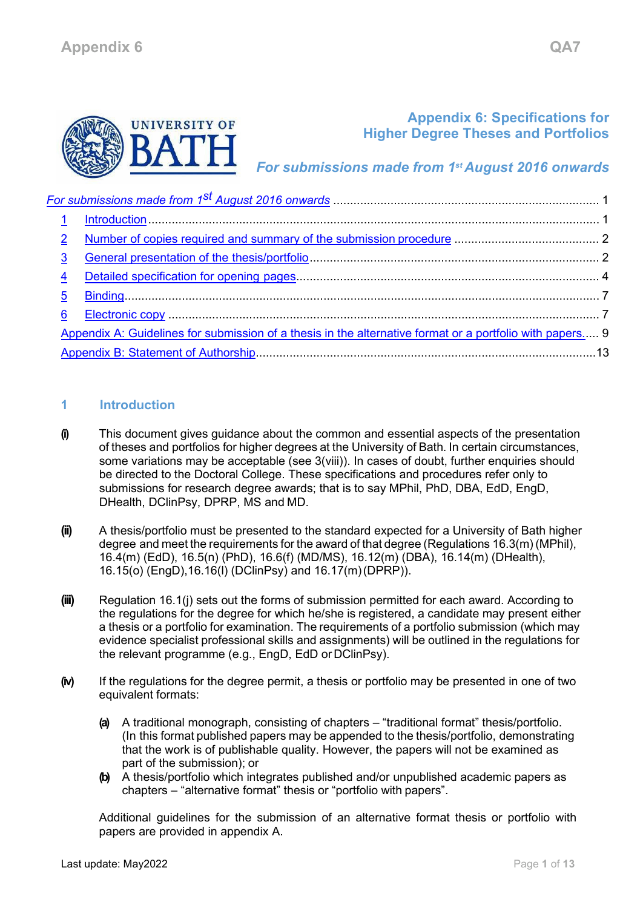# Appendix 6: Specifications for Higher Degree Theses and Portfolios

*For submissions made from 1st August 2016 onwards*

[For submissions made from 1st August 2016 onwards](#) ........ 1

1 [Introduction](#) ........ 1
2 [Number of copies required and summary of the submission procedure](#) ........ 2
3 [General presentation of the thesis/portfolio](#) ........ 2
4 [Detailed specification for opening pages](#) ........ 4
5 [Binding](#) ........ 7
6 [Electronic copy](#) ........ 7

[Appendix A: Guidelines for submission of a thesis in the alternative format or a portfolio with papers](#) ........ 9

[Appendix B: Statement of Authorship](#) ........ 13

## 1 Introduction

**(i)** This document gives guidance about the common and essential aspects of the presentation of theses and portfolios for higher degrees at the University of Bath. In certain circumstances, some variations may be acceptable (see 3(viii)). In cases of doubt, further enquiries should be directed to the Doctoral College. These specifications and procedures refer only to submissions for research degree awards; that is to say MPhil, PhD, DBA, EdD, EngD, DHealth, DClinPsy, DPRP, MS and MD.

**(ii)** A thesis/portfolio must be presented to the standard expected for a University of Bath higher degree and meet the requirements for the award of that degree (Regulations 16.3(m) (MPhil), 16.4(m) (EdD), 16.5(n) (PhD), 16.6(f) (MD/MS), 16.12(m) (DBA), 16.14(m) (DHealth), 16.15(o) (EngD),16.16(l) (DClinPsy) and 16.17(m) (DPRP)).

**(iii)** Regulation 16.1(j) sets out the forms of submission permitted for each award. According to the regulations for the degree for which he/she is registered, a candidate may present either a thesis or a portfolio for examination. The requirements of a portfolio submission (which may evidence specialist professional skills and assignments) will be outlined in the regulations for the relevant programme (e.g., EngD, EdD or DClinPsy).

**(iv)** If the regulations for the degree permit, a thesis or portfolio may be presented in one of two equivalent formats:

- **(a)** A traditional monograph, consisting of chapters – "traditional format" thesis/portfolio. (In this format published papers may be appended to the thesis/portfolio, demonstrating that the work is of publishable quality. However, the papers will not be examined as part of the submission); or
- **(b)** A thesis/portfolio which integrates published and/or unpublished academic papers as chapters – "alternative format" thesis or "portfolio with papers".

Additional guidelines for the submission of an alternative format thesis or portfolio with papers are provided in appendix A.

Last update: May2022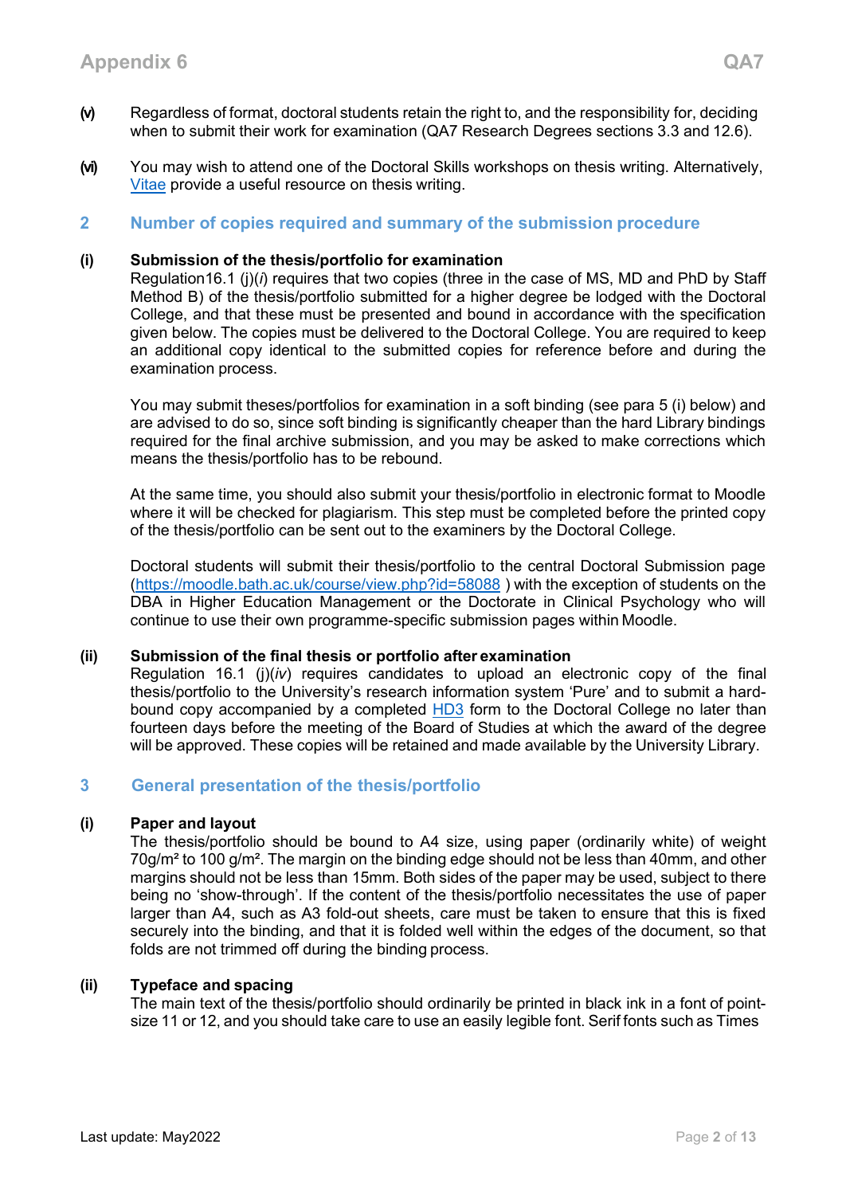**(v)** Regardless of format, doctoral students retain the right to, and the responsibility for, deciding when to submit their work for examination (QA7 Research Degrees sections 3.3 and 12.6).

**(vi)** You may wish to attend one of the Doctoral Skills workshops on thesis writing. Alternatively, Vitae provide a useful resource on thesis writing.

## 2 Number of copies required and summary of the submission procedure

**(i) Submission of the thesis/portfolio for examination**

Regulation16.1 (j)(*i*) requires that two copies (three in the case of MS, MD and PhD by Staff Method B) of the thesis/portfolio submitted for a higher degree be lodged with the Doctoral College, and that these must be presented and bound in accordance with the specification given below. The copies must be delivered to the Doctoral College. You are required to keep an additional copy identical to the submitted copies for reference before and during the examination process.

You may submit theses/portfolios for examination in a soft binding (see para 5 (i) below) and are advised to do so, since soft binding is significantly cheaper than the hard Library bindings required for the final archive submission, and you may be asked to make corrections which means the thesis/portfolio has to be rebound.

At the same time, you should also submit your thesis/portfolio in electronic format to Moodle where it will be checked for plagiarism. This step must be completed before the printed copy of the thesis/portfolio can be sent out to the examiners by the Doctoral College.

Doctoral students will submit their thesis/portfolio to the central Doctoral Submission page (https://moodle.bath.ac.uk/course/view.php?id=58088 ) with the exception of students on the DBA in Higher Education Management or the Doctorate in Clinical Psychology who will continue to use their own programme-specific submission pages within Moodle.

**(ii) Submission of the final thesis or portfolio after examination**

Regulation 16.1 (j)(*iv*) requires candidates to upload an electronic copy of the final thesis/portfolio to the University's research information system 'Pure' and to submit a hard-bound copy accompanied by a completed HD3 form to the Doctoral College no later than fourteen days before the meeting of the Board of Studies at which the award of the degree will be approved. These copies will be retained and made available by the University Library.

## 3 General presentation of the thesis/portfolio

**(i) Paper and layout**

The thesis/portfolio should be bound to A4 size, using paper (ordinarily white) of weight 70g/m² to 100 g/m². The margin on the binding edge should not be less than 40mm, and other margins should not be less than 15mm. Both sides of the paper may be used, subject to there being no 'show-through'. If the content of the thesis/portfolio necessitates the use of paper larger than A4, such as A3 fold-out sheets, care must be taken to ensure that this is fixed securely into the binding, and that it is folded well within the edges of the document, so that folds are not trimmed off during the binding process.

**(ii) Typeface and spacing**

The main text of the thesis/portfolio should ordinarily be printed in black ink in a font of point-size 11 or 12, and you should take care to use an easily legible font. Serif fonts such as Times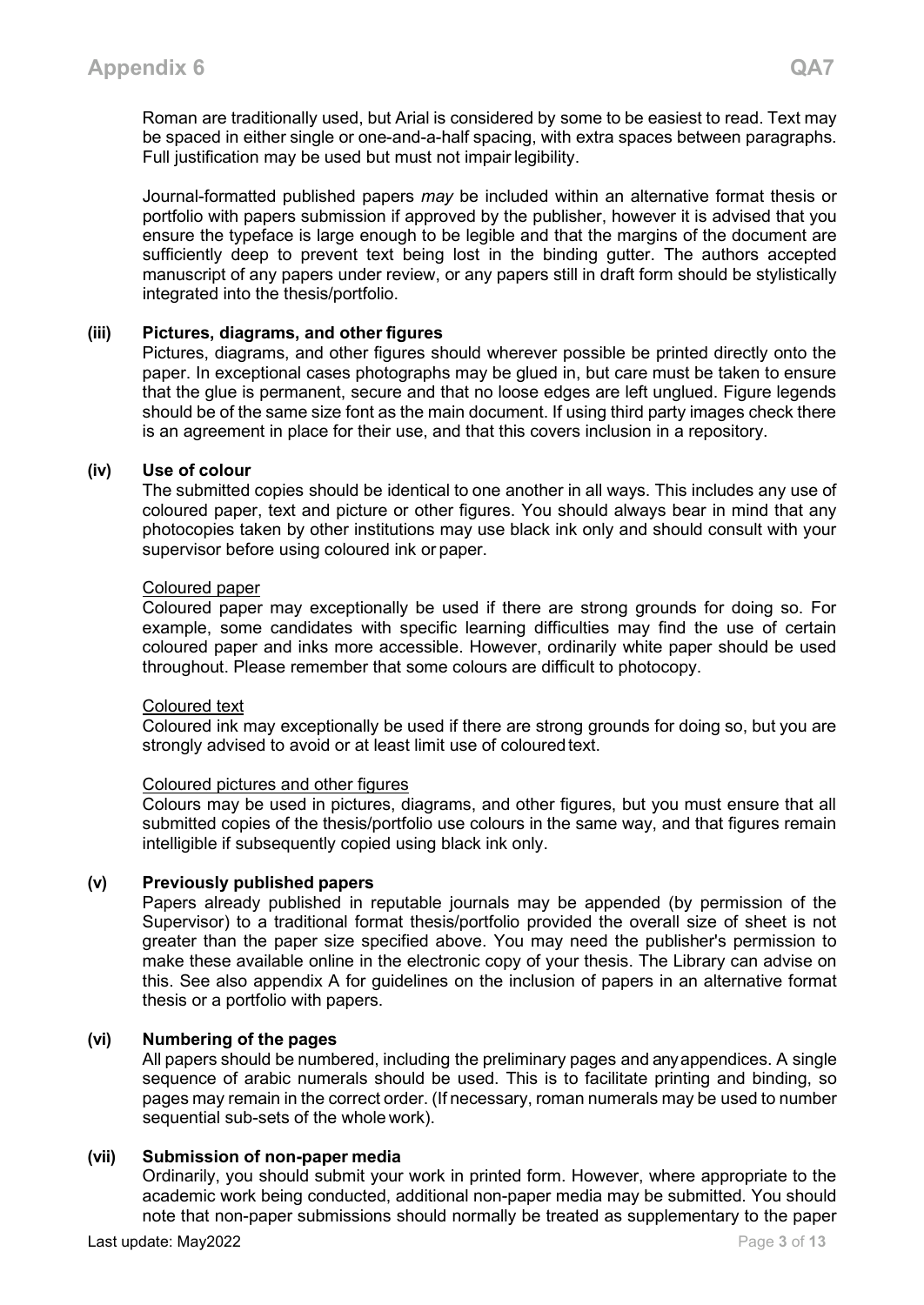Roman are traditionally used, but Arial is considered by some to be easiest to read. Text may be spaced in either single or one-and-a-half spacing, with extra spaces between paragraphs. Full justification may be used but must not impair legibility.

Journal-formatted published papers *may* be included within an alternative format thesis or portfolio with papers submission if approved by the publisher, however it is advised that you ensure the typeface is large enough to be legible and that the margins of the document are sufficiently deep to prevent text being lost in the binding gutter. The authors accepted manuscript of any papers under review, or any papers still in draft form should be stylistically integrated into the thesis/portfolio.

**(iii) Pictures, diagrams, and other figures**

Pictures, diagrams, and other figures should wherever possible be printed directly onto the paper. In exceptional cases photographs may be glued in, but care must be taken to ensure that the glue is permanent, secure and that no loose edges are left unglued. Figure legends should be of the same size font as the main document. If using third party images check there is an agreement in place for their use, and that this covers inclusion in a repository.

**(iv) Use of colour**

The submitted copies should be identical to one another in all ways. This includes any use of coloured paper, text and picture or other figures. You should always bear in mind that any photocopies taken by other institutions may use black ink only and should consult with your supervisor before using coloured ink or paper.

Coloured paper

Coloured paper may exceptionally be used if there are strong grounds for doing so. For example, some candidates with specific learning difficulties may find the use of certain coloured paper and inks more accessible. However, ordinarily white paper should be used throughout. Please remember that some colours are difficult to photocopy.

Coloured text

Coloured ink may exceptionally be used if there are strong grounds for doing so, but you are strongly advised to avoid or at least limit use of coloured text.

Coloured pictures and other figures

Colours may be used in pictures, diagrams, and other figures, but you must ensure that all submitted copies of the thesis/portfolio use colours in the same way, and that figures remain intelligible if subsequently copied using black ink only.

**(v) Previously published papers**

Papers already published in reputable journals may be appended (by permission of the Supervisor) to a traditional format thesis/portfolio provided the overall size of sheet is not greater than the paper size specified above. You may need the publisher's permission to make these available online in the electronic copy of your thesis. The Library can advise on this. See also appendix A for guidelines on the inclusion of papers in an alternative format thesis or a portfolio with papers.

**(vi) Numbering of the pages**

All papers should be numbered, including the preliminary pages and any appendices. A single sequence of arabic numerals should be used. This is to facilitate printing and binding, so pages may remain in the correct order. (If necessary, roman numerals may be used to number sequential sub-sets of the whole work).

**(vii) Submission of non-paper media**

Ordinarily, you should submit your work in printed form. However, where appropriate to the academic work being conducted, additional non-paper media may be submitted. You should note that non-paper submissions should normally be treated as supplementary to the paper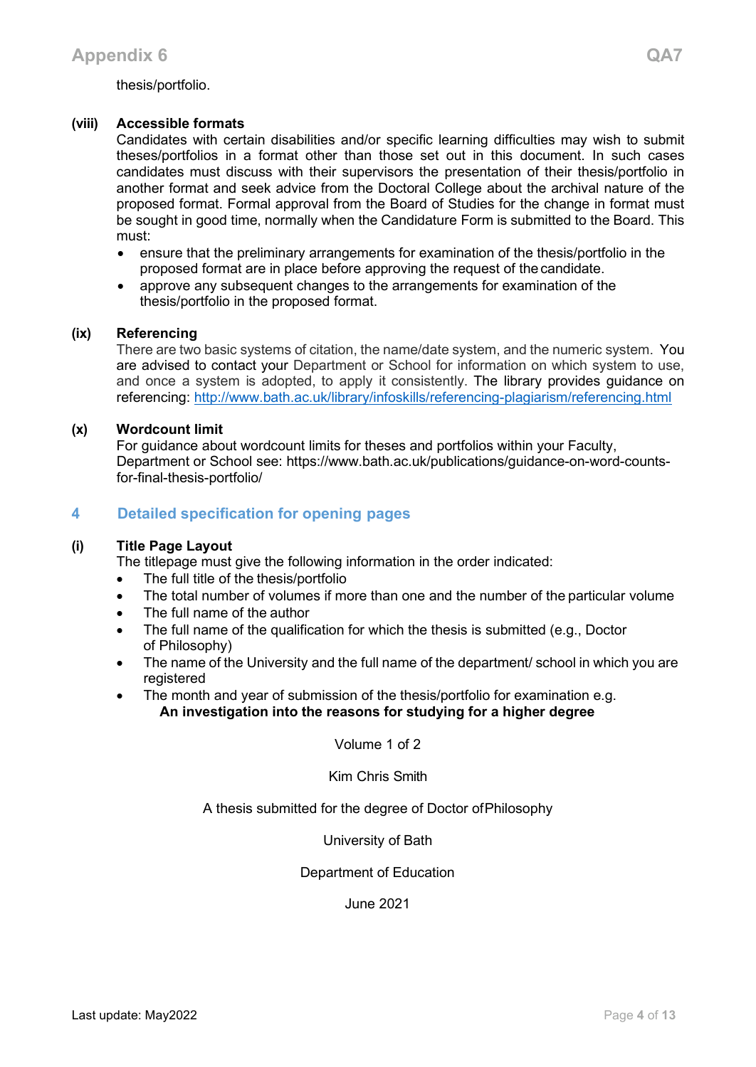thesis/portfolio.

**(viii) Accessible formats**

Candidates with certain disabilities and/or specific learning difficulties may wish to submit theses/portfolios in a format other than those set out in this document. In such cases candidates must discuss with their supervisors the presentation of their thesis/portfolio in another format and seek advice from the Doctoral College about the archival nature of the proposed format. Formal approval from the Board of Studies for the change in format must be sought in good time, normally when the Candidature Form is submitted to the Board. This must:

- ensure that the preliminary arrangements for examination of the thesis/portfolio in the proposed format are in place before approving the request of the candidate.
- approve any subsequent changes to the arrangements for examination of the thesis/portfolio in the proposed format.

**(ix) Referencing**

There are two basic systems of citation, the name/date system, and the numeric system. You are advised to contact your Department or School for information on which system to use, and once a system is adopted, to apply it consistently. The library provides guidance on referencing: http://www.bath.ac.uk/library/infoskills/referencing-plagiarism/referencing.html

**(x) Wordcount limit**

For guidance about wordcount limits for theses and portfolios within your Faculty, Department or School see: https://www.bath.ac.uk/publications/guidance-on-word-counts-for-final-thesis-portfolio/

## 4 Detailed specification for opening pages

**(i) Title Page Layout**

The titlepage must give the following information in the order indicated:

- The full title of the thesis/portfolio
- The total number of volumes if more than one and the number of the particular volume
- The full name of the author
- The full name of the qualification for which the thesis is submitted (e.g., Doctor of Philosophy)
- The name of the University and the full name of the department/ school in which you are registered
- The month and year of submission of the thesis/portfolio for examination e.g.

**An investigation into the reasons for studying for a higher degree**

Volume 1 of 2

Kim Chris Smith

A thesis submitted for the degree of Doctor of Philosophy

University of Bath

Department of Education

June 2021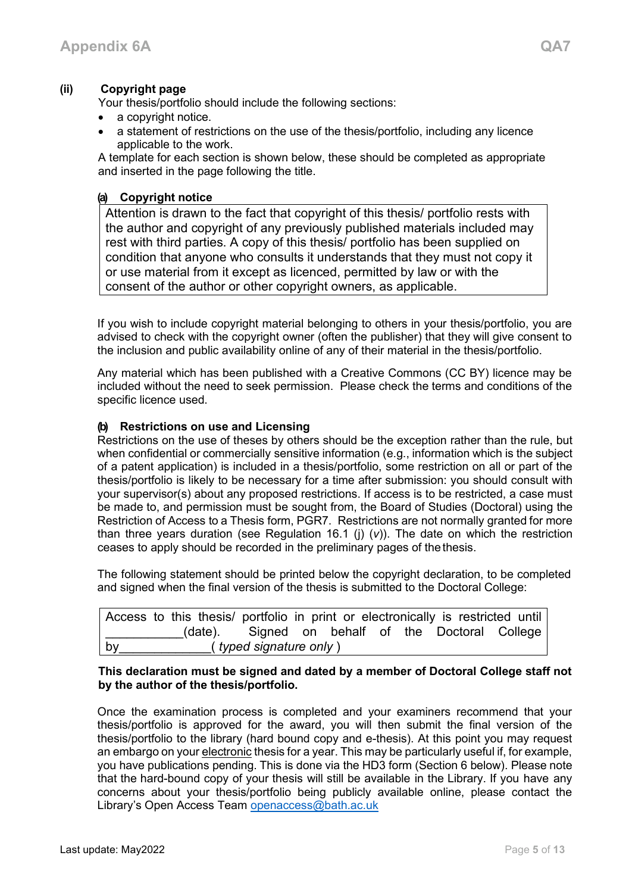**(ii) Copyright page**

Your thesis/portfolio should include the following sections:

- a copyright notice.
- a statement of restrictions on the use of the thesis/portfolio, including any licence applicable to the work.

A template for each section is shown below, these should be completed as appropriate and inserted in the page following the title.

**(a) Copyright notice**

| Attention is drawn to the fact that copyright of this thesis/ portfolio rests with the author and copyright of any previously published materials included may rest with third parties. A copy of this thesis/ portfolio has been supplied on condition that anyone who consults it understands that they must not copy it or use material from it except as licenced, permitted by law or with the consent of the author or other copyright owners, as applicable. |
|---|

If you wish to include copyright material belonging to others in your thesis/portfolio, you are advised to check with the copyright owner (often the publisher) that they will give consent to the inclusion and public availability online of any of their material in the thesis/portfolio.

Any material which has been published with a Creative Commons (CC BY) licence may be included without the need to seek permission. Please check the terms and conditions of the specific licence used.

**(b) Restrictions on use and Licensing**

Restrictions on the use of theses by others should be the exception rather than the rule, but when confidential or commercially sensitive information (e.g., information which is the subject of a patent application) is included in a thesis/portfolio, some restriction on all or part of the thesis/portfolio is likely to be necessary for a time after submission: you should consult with your supervisor(s) about any proposed restrictions. If access is to be restricted, a case must be made to, and permission must be sought from, the Board of Studies (Doctoral) using the Restriction of Access to a Thesis form, PGR7. Restrictions are not normally granted for more than three years duration (see Regulation 16.1 (j) (*v*)). The date on which the restriction ceases to apply should be recorded in the preliminary pages of the thesis.

The following statement should be printed below the copyright declaration, to be completed and signed when the final version of the thesis is submitted to the Doctoral College:

| Access to this thesis/ portfolio in print or electronically is restricted until ___________(date). Signed on behalf of the Doctoral College by_____________( *typed signature only* ) |
|---|

**This declaration must be signed and dated by a member of Doctoral College staff not by the author of the thesis/portfolio.**

Once the examination process is completed and your examiners recommend that your thesis/portfolio is approved for the award, you will then submit the final version of the thesis/portfolio to the library (hard bound copy and e-thesis). At this point you may request an embargo on your electronic thesis for a year. This may be particularly useful if, for example, you have publications pending. This is done via the HD3 form (Section 6 below). Please note that the hard-bound copy of your thesis will still be available in the Library. If you have any concerns about your thesis/portfolio being publicly available online, please contact the Library's Open Access Team openaccess@bath.ac.uk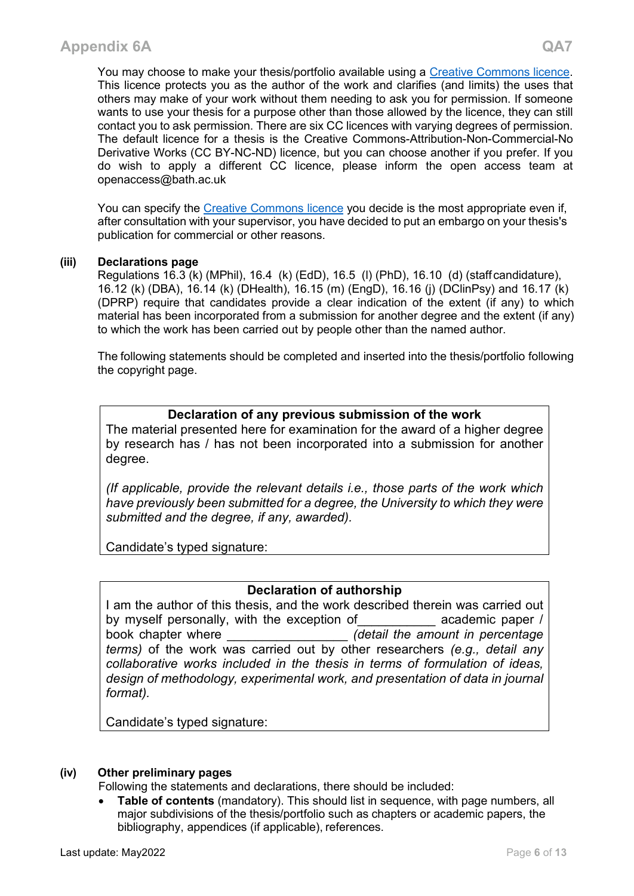You may choose to make your thesis/portfolio available using a [Creative Commons licence](). This licence protects you as the author of the work and clarifies (and limits) the uses that others may make of your work without them needing to ask you for permission. If someone wants to use your thesis for a purpose other than those allowed by the licence, they can still contact you to ask permission. There are six CC licences with varying degrees of permission. The default licence for a thesis is the Creative Commons-Attribution-Non-Commercial-No Derivative Works (CC BY-NC-ND) licence, but you can choose another if you prefer. If you do wish to apply a different CC licence, please inform the open access team at openaccess@bath.ac.uk

You can specify the [Creative Commons licence]() you decide is the most appropriate even if, after consultation with your supervisor, you have decided to put an embargo on your thesis's publication for commercial or other reasons.

**(iii) Declarations page**

Regulations 16.3 (k) (MPhil), 16.4 (k) (EdD), 16.5 (l) (PhD), 16.10 (d) (staff candidature), 16.12 (k) (DBA), 16.14 (k) (DHealth), 16.15 (m) (EngD), 16.16 (j) (DClinPsy) and 16.17 (k) (DPRP) require that candidates provide a clear indication of the extent (if any) to which material has been incorporated from a submission for another degree and the extent (if any) to which the work has been carried out by people other than the named author.

The following statements should be completed and inserted into the thesis/portfolio following the copyright page.

---

**Declaration of any previous submission of the work**

The material presented here for examination for the award of a higher degree by research has / has not been incorporated into a submission for another degree.

*(If applicable, provide the relevant details i.e., those parts of the work which have previously been submitted for a degree, the University to which they were submitted and the degree, if any, awarded).*

Candidate's typed signature:

---

**Declaration of authorship**

I am the author of this thesis, and the work described therein was carried out by myself personally, with the exception of___________ academic paper / book chapter where _________________ *(detail the amount in percentage terms)* of the work was carried out by other researchers *(e.g., detail any collaborative works included in the thesis in terms of formulation of ideas, design of methodology, experimental work, and presentation of data in journal format).*

Candidate's typed signature:

---

**(iv) Other preliminary pages**

Following the statements and declarations, there should be included:

- **Table of contents** (mandatory). This should list in sequence, with page numbers, all major subdivisions of the thesis/portfolio such as chapters or academic papers, the bibliography, appendices (if applicable), references.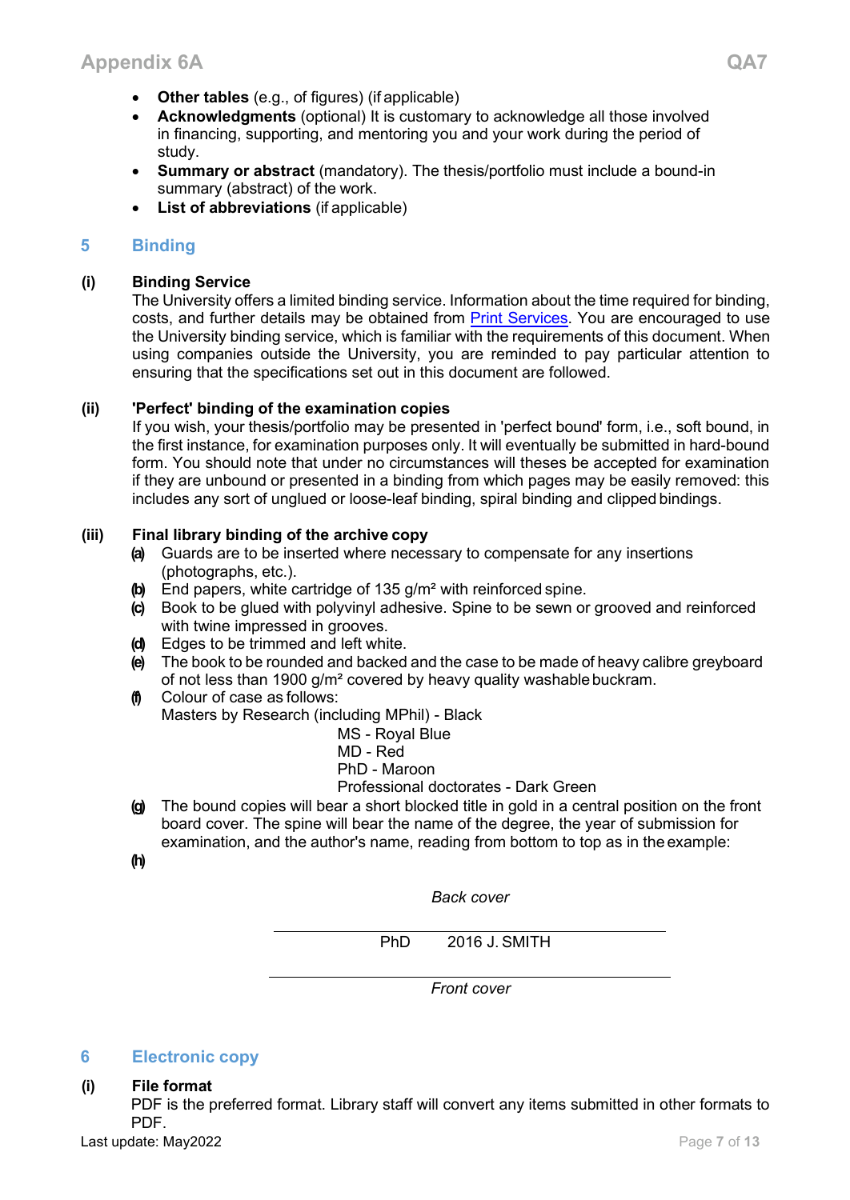- **Other tables** (e.g., of figures) (if applicable)
- **Acknowledgments** (optional) It is customary to acknowledge all those involved in financing, supporting, and mentoring you and your work during the period of study.
- **Summary or abstract** (mandatory). The thesis/portfolio must include a bound-in summary (abstract) of the work.
- **List of abbreviations** (if applicable)

## 5 Binding

### (i) Binding Service

The University offers a limited binding service. Information about the time required for binding, costs, and further details may be obtained from Print Services. You are encouraged to use the University binding service, which is familiar with the requirements of this document. When using companies outside the University, you are reminded to pay particular attention to ensuring that the specifications set out in this document are followed.

### (ii) 'Perfect' binding of the examination copies

If you wish, your thesis/portfolio may be presented in 'perfect bound' form, i.e., soft bound, in the first instance, for examination purposes only. It will eventually be submitted in hard-bound form. You should note that under no circumstances will theses be accepted for examination if they are unbound or presented in a binding from which pages may be easily removed: this includes any sort of unglued or loose-leaf binding, spiral binding and clipped bindings.

### (iii) Final library binding of the archive copy

(a) Guards are to be inserted where necessary to compensate for any insertions (photographs, etc.).

(b) End papers, white cartridge of 135 g/m² with reinforced spine.

(c) Book to be glued with polyvinyl adhesive. Spine to be sewn or grooved and reinforced with twine impressed in grooves.

(d) Edges to be trimmed and left white.

(e) The book to be rounded and backed and the case to be made of heavy calibre greyboard of not less than 1900 g/m² covered by heavy quality washable buckram.

(f) Colour of case as follows:

Masters by Research (including MPhil) - Black
MS - Royal Blue
MD - Red
PhD - Maroon
Professional doctorates - Dark Green

(g) The bound copies will bear a short blocked title in gold in a central position on the front board cover. The spine will bear the name of the degree, the year of submission for examination, and the author's name, reading from bottom to top as in the example:

(h)

*Back cover*

---

PhD 2016 J. SMITH

---

*Front cover*

## 6 Electronic copy

### (i) File format

PDF is the preferred format. Library staff will convert any items submitted in other formats to PDF.

Last update: May2022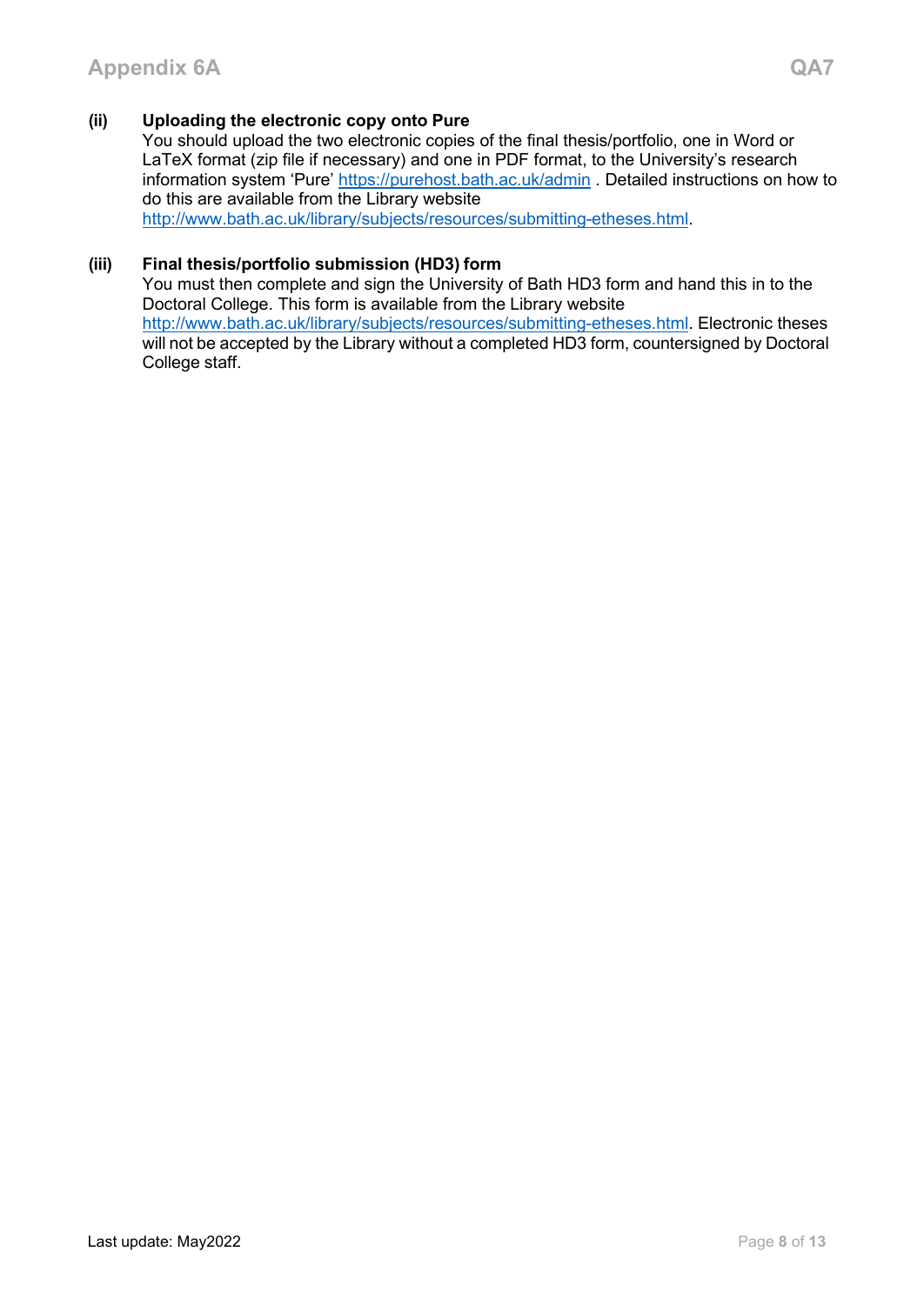**(ii) Uploading the electronic copy onto Pure**

You should upload the two electronic copies of the final thesis/portfolio, one in Word or LaTeX format (zip file if necessary) and one in PDF format, to the University's research information system 'Pure' https://purehost.bath.ac.uk/admin . Detailed instructions on how to do this are available from the Library website http://www.bath.ac.uk/library/subjects/resources/submitting-etheses.html.

**(iii) Final thesis/portfolio submission (HD3) form**

You must then complete and sign the University of Bath HD3 form and hand this in to the Doctoral College. This form is available from the Library website http://www.bath.ac.uk/library/subjects/resources/submitting-etheses.html. Electronic theses will not be accepted by the Library without a completed HD3 form, countersigned by Doctoral College staff.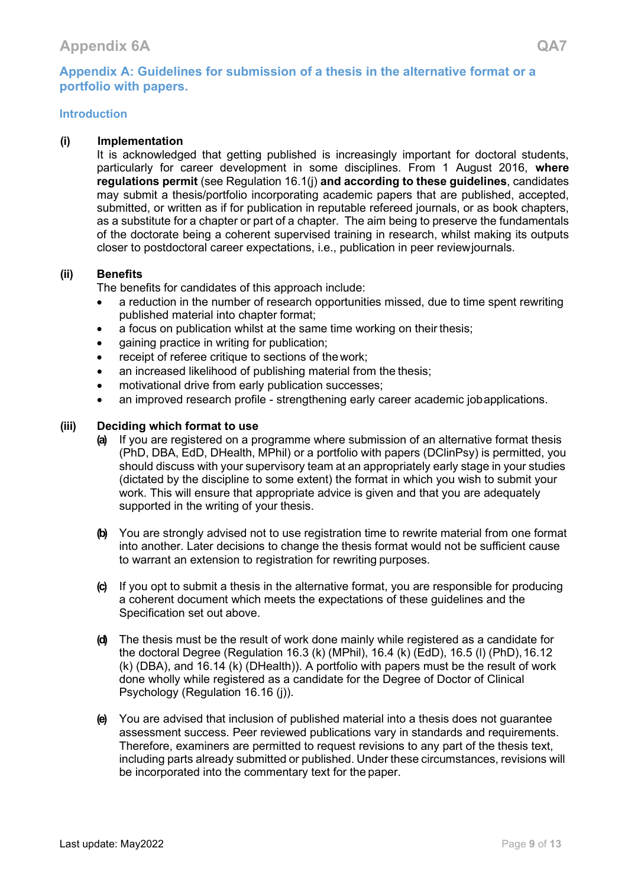## Appendix A: Guidelines for submission of a thesis in the alternative format or a portfolio with papers.

### Introduction

**(i) Implementation**

It is acknowledged that getting published is increasingly important for doctoral students, particularly for career development in some disciplines. From 1 August 2016, **where regulations permit** (see Regulation 16.1(j) **and according to these guidelines**, candidates may submit a thesis/portfolio incorporating academic papers that are published, accepted, submitted, or written as if for publication in reputable refereed journals, or as book chapters, as a substitute for a chapter or part of a chapter. The aim being to preserve the fundamentals of the doctorate being a coherent supervised training in research, whilst making its outputs closer to postdoctoral career expectations, i.e., publication in peer reviewjournals.

**(ii) Benefits**

The benefits for candidates of this approach include:

- a reduction in the number of research opportunities missed, due to time spent rewriting published material into chapter format;
- a focus on publication whilst at the same time working on their thesis;
- gaining practice in writing for publication;
- receipt of referee critique to sections of the work;
- an increased likelihood of publishing material from the thesis;
- motivational drive from early publication successes;
- an improved research profile - strengthening early career academic jobapplications.

**(iii) Deciding which format to use**

**(a)** If you are registered on a programme where submission of an alternative format thesis (PhD, DBA, EdD, DHealth, MPhil) or a portfolio with papers (DClinPsy) is permitted, you should discuss with your supervisory team at an appropriately early stage in your studies (dictated by the discipline to some extent) the format in which you wish to submit your work. This will ensure that appropriate advice is given and that you are adequately supported in the writing of your thesis.

**(b)** You are strongly advised not to use registration time to rewrite material from one format into another. Later decisions to change the thesis format would not be sufficient cause to warrant an extension to registration for rewriting purposes.

**(c)** If you opt to submit a thesis in the alternative format, you are responsible for producing a coherent document which meets the expectations of these guidelines and the Specification set out above.

**(d)** The thesis must be the result of work done mainly while registered as a candidate for the doctoral Degree (Regulation 16.3 (k) (MPhil), 16.4 (k) (EdD), 16.5 (l) (PhD), 16.12 (k) (DBA), and 16.14 (k) (DHealth)). A portfolio with papers must be the result of work done wholly while registered as a candidate for the Degree of Doctor of Clinical Psychology (Regulation 16.16 (j)).

**(e)** You are advised that inclusion of published material into a thesis does not guarantee assessment success. Peer reviewed publications vary in standards and requirements. Therefore, examiners are permitted to request revisions to any part of the thesis text, including parts already submitted or published. Under these circumstances, revisions will be incorporated into the commentary text for the paper.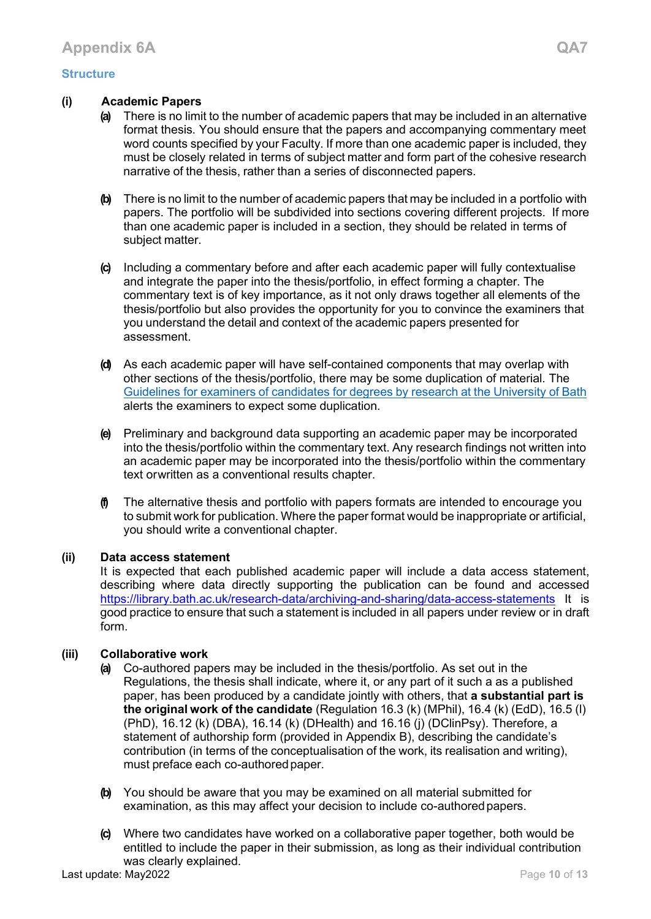## Structure

**(i) Academic Papers**

(a) There is no limit to the number of academic papers that may be included in an alternative format thesis. You should ensure that the papers and accompanying commentary meet word counts specified by your Faculty. If more than one academic paper is included, they must be closely related in terms of subject matter and form part of the cohesive research narrative of the thesis, rather than a series of disconnected papers.

(b) There is no limit to the number of academic papers that may be included in a portfolio with papers. The portfolio will be subdivided into sections covering different projects. If more than one academic paper is included in a section, they should be related in terms of subject matter.

(c) Including a commentary before and after each academic paper will fully contextualise and integrate the paper into the thesis/portfolio, in effect forming a chapter. The commentary text is of key importance, as it not only draws together all elements of the thesis/portfolio but also provides the opportunity for you to convince the examiners that you understand the detail and context of the academic papers presented for assessment.

(d) As each academic paper will have self-contained components that may overlap with other sections of the thesis/portfolio, there may be some duplication of material. The Guidelines for examiners of candidates for degrees by research at the University of Bath alerts the examiners to expect some duplication.

(e) Preliminary and background data supporting an academic paper may be incorporated into the thesis/portfolio within the commentary text. Any research findings not written into an academic paper may be incorporated into the thesis/portfolio within the commentary text orwritten as a conventional results chapter.

(f) The alternative thesis and portfolio with papers formats are intended to encourage you to submit work for publication. Where the paper format would be inappropriate or artificial, you should write a conventional chapter.

**(ii) Data access statement**

It is expected that each published academic paper will include a data access statement, describing where data directly supporting the publication can be found and accessed https://library.bath.ac.uk/research-data/archiving-and-sharing/data-access-statements It is good practice to ensure that such a statement is included in all papers under review or in draft form.

**(iii) Collaborative work**

(a) Co-authored papers may be included in the thesis/portfolio. As set out in the Regulations, the thesis shall indicate, where it, or any part of it such a as a published paper, has been produced by a candidate jointly with others, that **a substantial part is the original work of the candidate** (Regulation 16.3 (k) (MPhil), 16.4 (k) (EdD), 16.5 (l) (PhD), 16.12 (k) (DBA), 16.14 (k) (DHealth) and 16.16 (j) (DClinPsy). Therefore, a statement of authorship form (provided in Appendix B), describing the candidate's contribution (in terms of the conceptualisation of the work, its realisation and writing), must preface each co-authored paper.

(b) You should be aware that you may be examined on all material submitted for examination, as this may affect your decision to include co-authored papers.

(c) Where two candidates have worked on a collaborative paper together, both would be entitled to include the paper in their submission, as long as their individual contribution was clearly explained.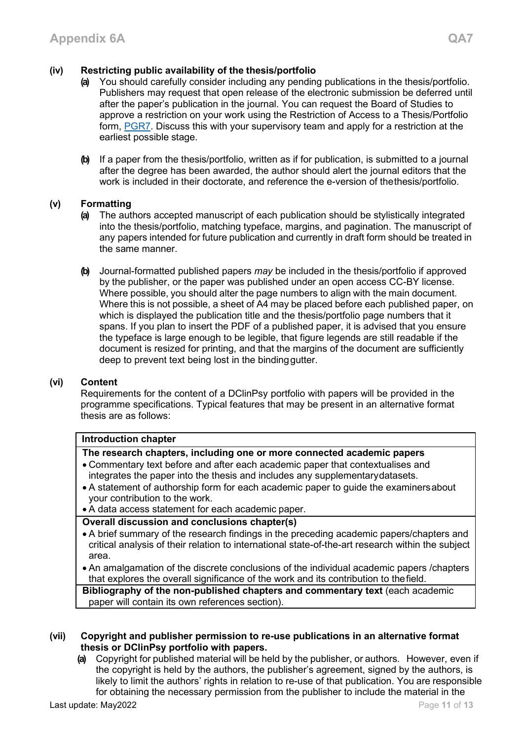**(iv) Restricting public availability of the thesis/portfolio**

**(a)** You should carefully consider including any pending publications in the thesis/portfolio. Publishers may request that open release of the electronic submission be deferred until after the paper's publication in the journal. You can request the Board of Studies to approve a restriction on your work using the Restriction of Access to a Thesis/Portfolio form, PGR7. Discuss this with your supervisory team and apply for a restriction at the earliest possible stage.

**(b)** If a paper from the thesis/portfolio, written as if for publication, is submitted to a journal after the degree has been awarded, the author should alert the journal editors that the work is included in their doctorate, and reference the e-version of the thesis/portfolio.

**(v) Formatting**

**(a)** The authors accepted manuscript of each publication should be stylistically integrated into the thesis/portfolio, matching typeface, margins, and pagination. The manuscript of any papers intended for future publication and currently in draft form should be treated in the same manner.

**(b)** Journal-formatted published papers *may* be included in the thesis/portfolio if approved by the publisher, or the paper was published under an open access CC-BY license. Where possible, you should alter the page numbers to align with the main document. Where this is not possible, a sheet of A4 may be placed before each published paper, on which is displayed the publication title and the thesis/portfolio page numbers that it spans. If you plan to insert the PDF of a published paper, it is advised that you ensure the typeface is large enough to be legible, that figure legends are still readable if the document is resized for printing, and that the margins of the document are sufficiently deep to prevent text being lost in the binding gutter.

**(vi) Content**

Requirements for the content of a DClinPsy portfolio with papers will be provided in the programme specifications. Typical features that may be present in an alternative format thesis are as follows:

| Introduction chapter |
|---|
| **The research chapters, including one or more connected academic papers**<br>• Commentary text before and after each academic paper that contextualises and integrates the paper into the thesis and includes any supplementary datasets.<br>• A statement of authorship form for each academic paper to guide the examiners about your contribution to the work.<br>• A data access statement for each academic paper. |
| **Overall discussion and conclusions chapter(s)**<br>• A brief summary of the research findings in the preceding academic papers/chapters and critical analysis of their relation to international state-of-the-art research within the subject area.<br>• An amalgamation of the discrete conclusions of the individual academic papers /chapters that explores the overall significance of the work and its contribution to the field. |
| **Bibliography of the non-published chapters and commentary text** (each academic paper will contain its own references section). |

**(vii) Copyright and publisher permission to re-use publications in an alternative format thesis or DClinPsy portfolio with papers.**

**(a)** Copyright for published material will be held by the publisher, or authors. However, even if the copyright is held by the authors, the publisher's agreement, signed by the authors, is likely to limit the authors' rights in relation to re-use of that publication. You are responsible for obtaining the necessary permission from the publisher to include the material in the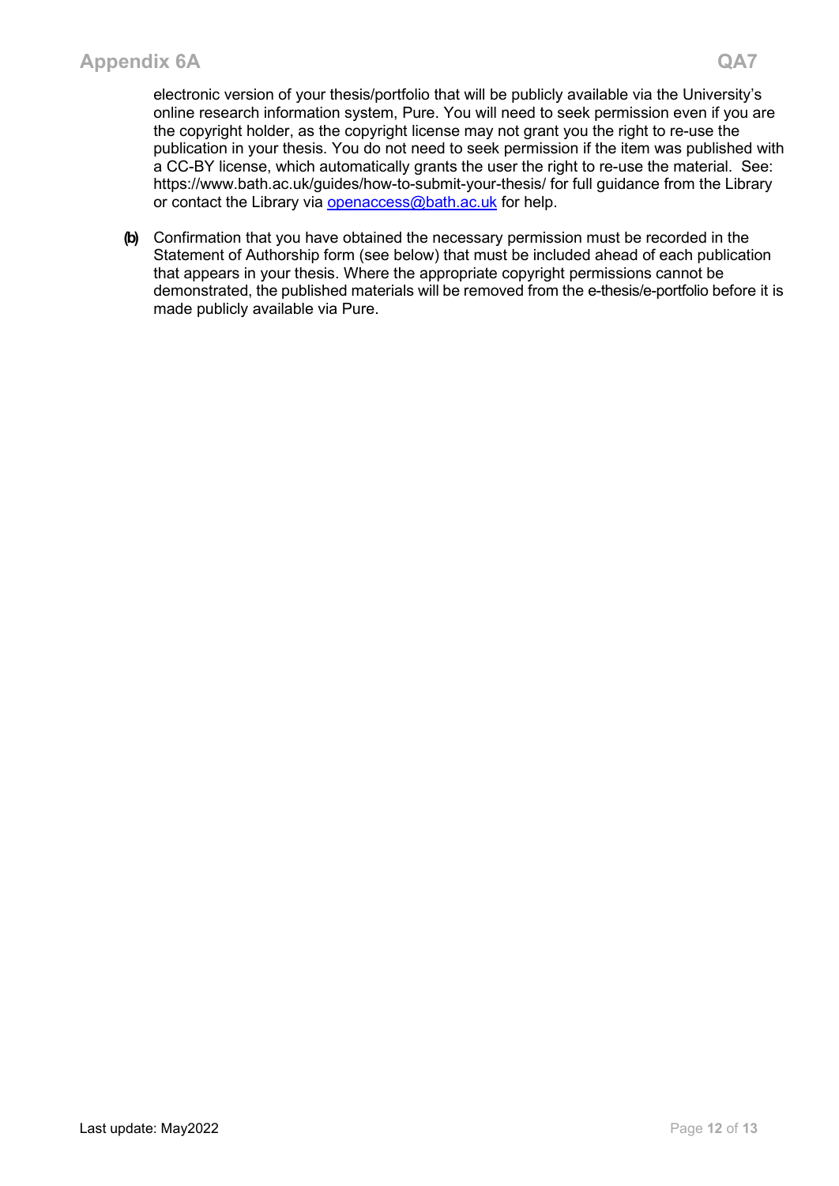electronic version of your thesis/portfolio that will be publicly available via the University's online research information system, Pure. You will need to seek permission even if you are the copyright holder, as the copyright license may not grant you the right to re-use the publication in your thesis. You do not need to seek permission if the item was published with a CC-BY license, which automatically grants the user the right to re-use the material. See: https://www.bath.ac.uk/guides/how-to-submit-your-thesis/ for full guidance from the Library or contact the Library via openaccess@bath.ac.uk for help.

(b) Confirmation that you have obtained the necessary permission must be recorded in the Statement of Authorship form (see below) that must be included ahead of each publication that appears in your thesis. Where the appropriate copyright permissions cannot be demonstrated, the published materials will be removed from the e-thesis/e-portfolio before it is made publicly available via Pure.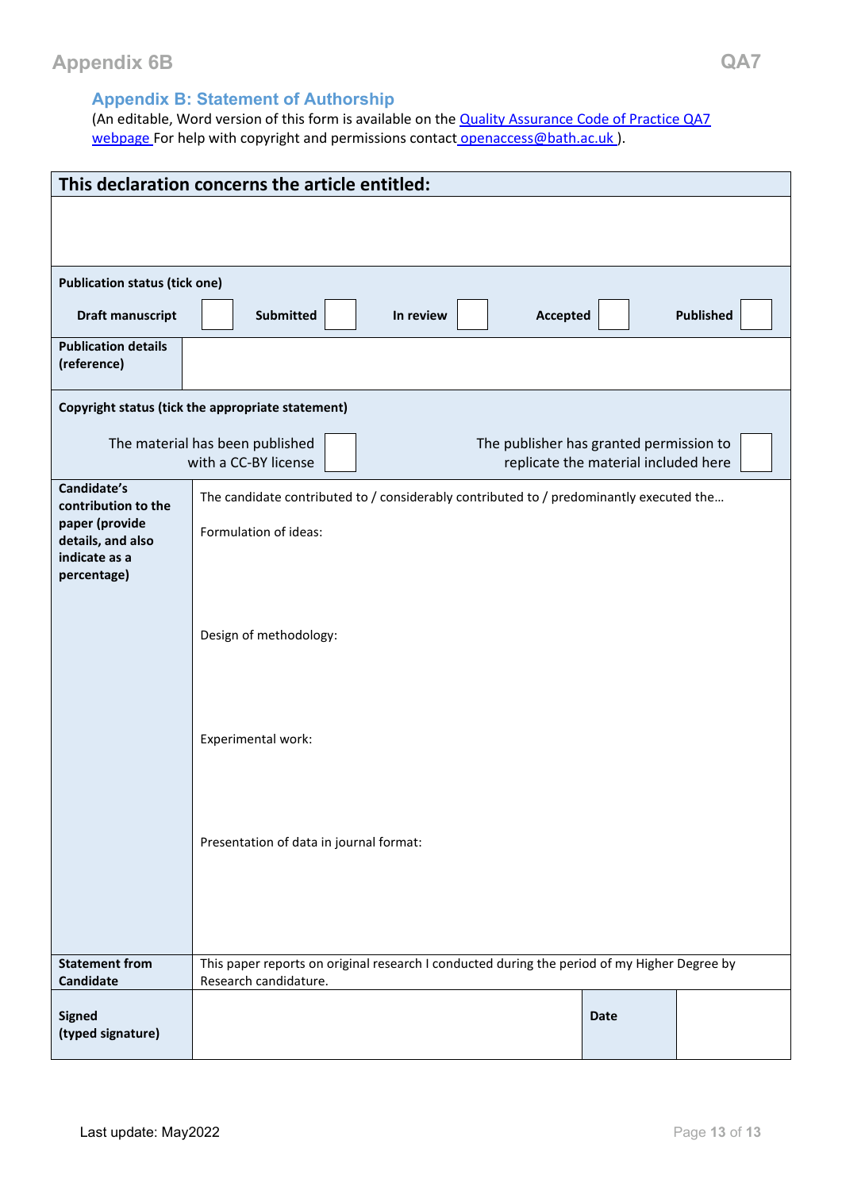## Appendix B: Statement of Authorship

(An editable, Word version of this form is available on the [Quality Assurance Code of Practice QA7 webpage](#) For help with copyright and permissions contact [openaccess@bath.ac.uk](mailto:openaccess@bath.ac.uk) ).

| This declaration concerns the article entitled: | | | | | | | | | |
|---|---|---|---|---|---|---|---|---|---|
| | | | | | | | | | |
| **Publication status (tick one)** | | | | | | | | | |
| **Draft manuscript** | ☐ | **Submitted** | ☐ | **In review** | ☐ | **Accepted** | ☐ | **Published** | ☐ |
| **Publication details (reference)** | | | | | | | | | |
| **Copyright status (tick the appropriate statement)** | | | | | | | | | |
| The material has been published with a CC-BY license | ☐ | | | | The publisher has granted permission to replicate the material included here | ☐ | | | |
| **Candidate's contribution to the paper (provide details, and also indicate as a percentage)** | The candidate contributed to / considerably contributed to / predominantly executed the… <br><br> Formulation of ideas: <br><br> Design of methodology: <br><br> Experimental work: <br><br> Presentation of data in journal format: | | | | | | | | |
| **Statement from Candidate** | This paper reports on original research I conducted during the period of my Higher Degree by Research candidature. | | | | | | | | |
| **Signed (typed signature)** | | | | | **Date** | | | | |

Last update: May2022